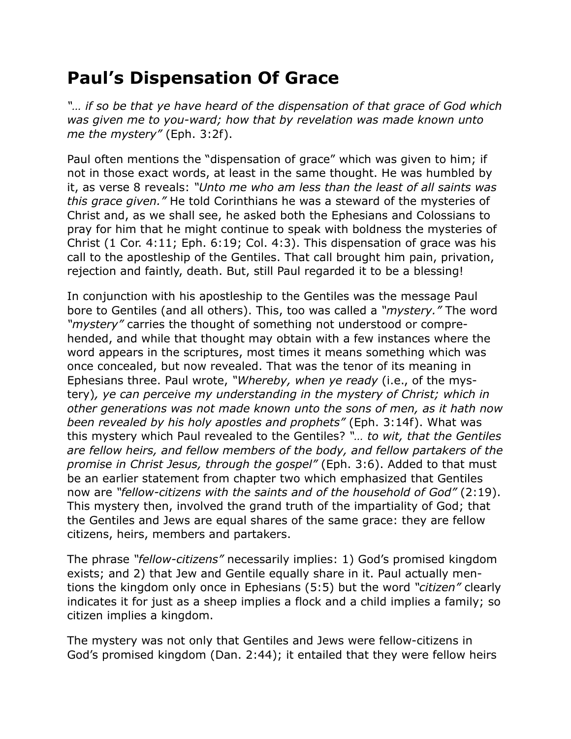# Paul's Dispensation Of Grace

*"… if so be that ye have heard of the dispensation of that grace of God which was given me to you-ward; how that by revelation was made known unto me the mystery"* (Eph. 3:2f).

Paul often mentions the "dispensation of grace" which was given to him; if not in those exact words, at least in the same thought. He was humbled by it, as verse 8 reveals: *"Unto me who am less than the least of all saints was this grace given."* He told Corinthians he was a steward of the mysteries of Christ and, as we shall see, he asked both the Ephesians and Colossians to pray for him that he might continue to speak with boldness the mysteries of Christ (1 Cor. 4:11; Eph. 6:19; Col. 4:3). This dispensation of grace was his call to the apostleship of the Gentiles. That call brought him pain, privation, rejection and faintly, death. But, still Paul regarded it to be a blessing!

In conjunction with his apostleship to the Gentiles was the message Paul bore to Gentiles (and all others). This, too was called a *"mystery."* The word *"mystery"* carries the thought of something not understood or comprehended, and while that thought may obtain with a few instances where the word appears in the scriptures, most times it means something which was once concealed, but now revealed. That was the tenor of its meaning in Ephesians three. Paul wrote, *"Whereby, when ye ready* (i.e., of the mystery)*, ye can perceive my understanding in the mystery of Christ; which in other generations was not made known unto the sons of men, as it hath now been revealed by his holy apostles and prophets"* (Eph. 3:14f). What was this mystery which Paul revealed to the Gentiles? *"… to wit, that the Gentiles are fellow heirs, and fellow members of the body, and fellow partakers of the promise in Christ Jesus, through the gospel"* (Eph. 3:6). Added to that must be an earlier statement from chapter two which emphasized that Gentiles now are *"fellow-citizens with the saints and of the household of God"* (2:19). This mystery then, involved the grand truth of the impartiality of God; that the Gentiles and Jews are equal shares of the same grace: they are fellow citizens, heirs, members and partakers.

The phrase *"fellow-citizens"* necessarily implies: 1) God's promised kingdom exists; and 2) that Jew and Gentile equally share in it. Paul actually mentions the kingdom only once in Ephesians (5:5) but the word *"citizen"* clearly indicates it for just as a sheep implies a flock and a child implies a family; so citizen implies a kingdom.

The mystery was not only that Gentiles and Jews were fellow-citizens in God's promised kingdom (Dan. 2:44); it entailed that they were fellow heirs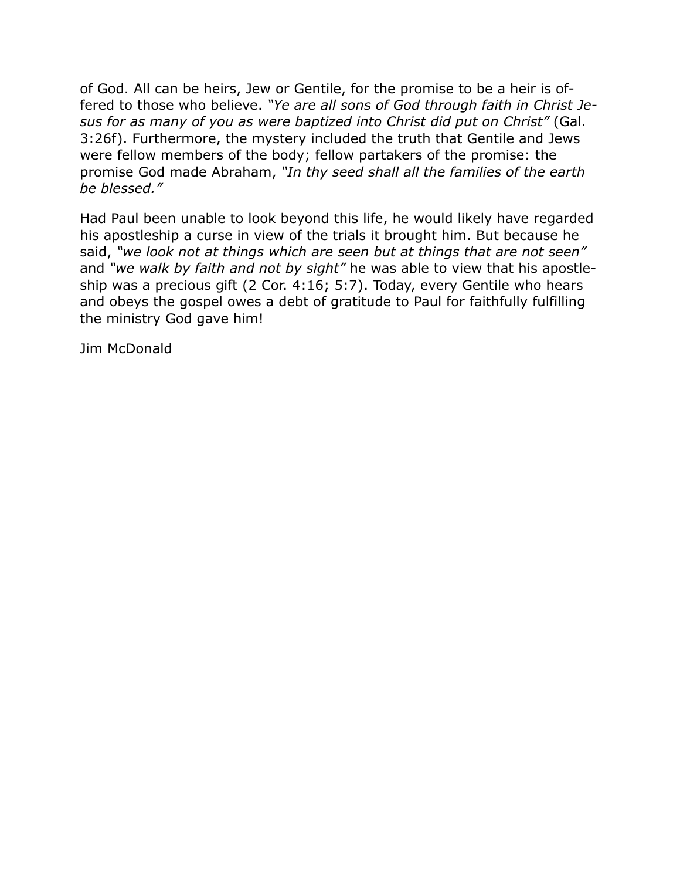of God. All can be heirs, Jew or Gentile, for the promise to be a heir is offered to those who believe. *"Ye are all sons of God through faith in Christ Jesus for as many of you as were baptized into Christ did put on Christ"* (Gal. 3:26f). Furthermore, the mystery included the truth that Gentile and Jews were fellow members of the body; fellow partakers of the promise: the promise God made Abraham, *"In thy seed shall all the families of the earth be blessed."*

Had Paul been unable to look beyond this life, he would likely have regarded his apostleship a curse in view of the trials it brought him. But because he said, *"we look not at things which are seen but at things that are not seen"* and *"we walk by faith and not by sight"* he was able to view that his apostleship was a precious gift (2 Cor. 4:16; 5:7). Today, every Gentile who hears and obeys the gospel owes a debt of gratitude to Paul for faithfully fulfilling the ministry God gave him!

Jim McDonald